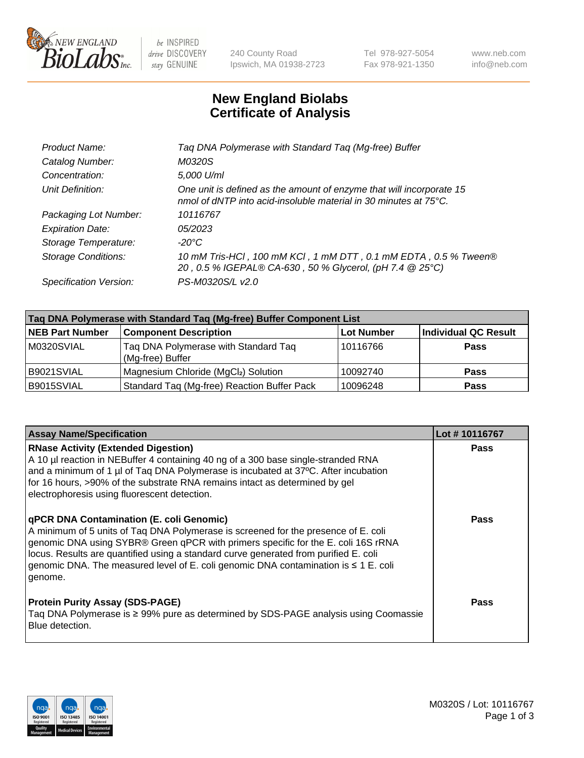# New England Biolabs Certificate of Analysis

| | |
|---|---|
| *Product Name:* | *Taq DNA Polymerase with Standard Taq (Mg-free) Buffer* |
| *Catalog Number:* | *M0320S* |
| *Concentration:* | *5,000 U/ml* |
| *Unit Definition:* | *One unit is defined as the amount of enzyme that will incorporate 15 nmol of dNTP into acid-insoluble material in 30 minutes at 75°C.* |
| *Packaging Lot Number:* | *10116767* |
| *Expiration Date:* | *05/2023* |
| *Storage Temperature:* | *-20°C* |
| *Storage Conditions:* | *10 mM Tris-HCl , 100 mM KCl , 1 mM DTT , 0.1 mM EDTA , 0.5 % Tween® 20 , 0.5 % IGEPAL® CA-630 , 50 % Glycerol, (pH 7.4 @ 25°C)* |
| *Specification Version:* | *PS-M0320S/L v2.0* |

| Taq DNA Polymerase with Standard Taq (Mg-free) Buffer Component List | | | |
|---|---|---|---|
| **NEB Part Number** | **Component Description** | **Lot Number** | **Individual QC Result** |
| M0320SVIAL | Taq DNA Polymerase with Standard Taq (Mg-free) Buffer | 10116766 | **Pass** |
| B9021SVIAL | Magnesium Chloride ($MgCl_2$) Solution | 10092740 | **Pass** |
| B9015SVIAL | Standard Taq (Mg-free) Reaction Buffer Pack | 10096248 | **Pass** |

| Assay Name/Specification | Lot # 10116767 |
|---|---|
| **RNase Activity (Extended Digestion)**<br>A 10 µl reaction in NEBuffer 4 containing 40 ng of a 300 base single-stranded RNA and a minimum of 1 µl of Taq DNA Polymerase is incubated at 37ºC. After incubation for 16 hours, >90% of the substrate RNA remains intact as determined by gel electrophoresis using fluorescent detection. | **Pass** |
| **qPCR DNA Contamination (E. coli Genomic)**<br>A minimum of 5 units of Taq DNA Polymerase is screened for the presence of E. coli genomic DNA using SYBR® Green qPCR with primers specific for the E. coli 16S rRNA locus. Results are quantified using a standard curve generated from purified E. coli genomic DNA. The measured level of E. coli genomic DNA contamination is ≤ 1 E. coli genome. | **Pass** |
| **Protein Purity Assay (SDS-PAGE)**<br>Taq DNA Polymerase is ≥ 99% pure as determined by SDS-PAGE analysis using Coomassie Blue detection. | **Pass** |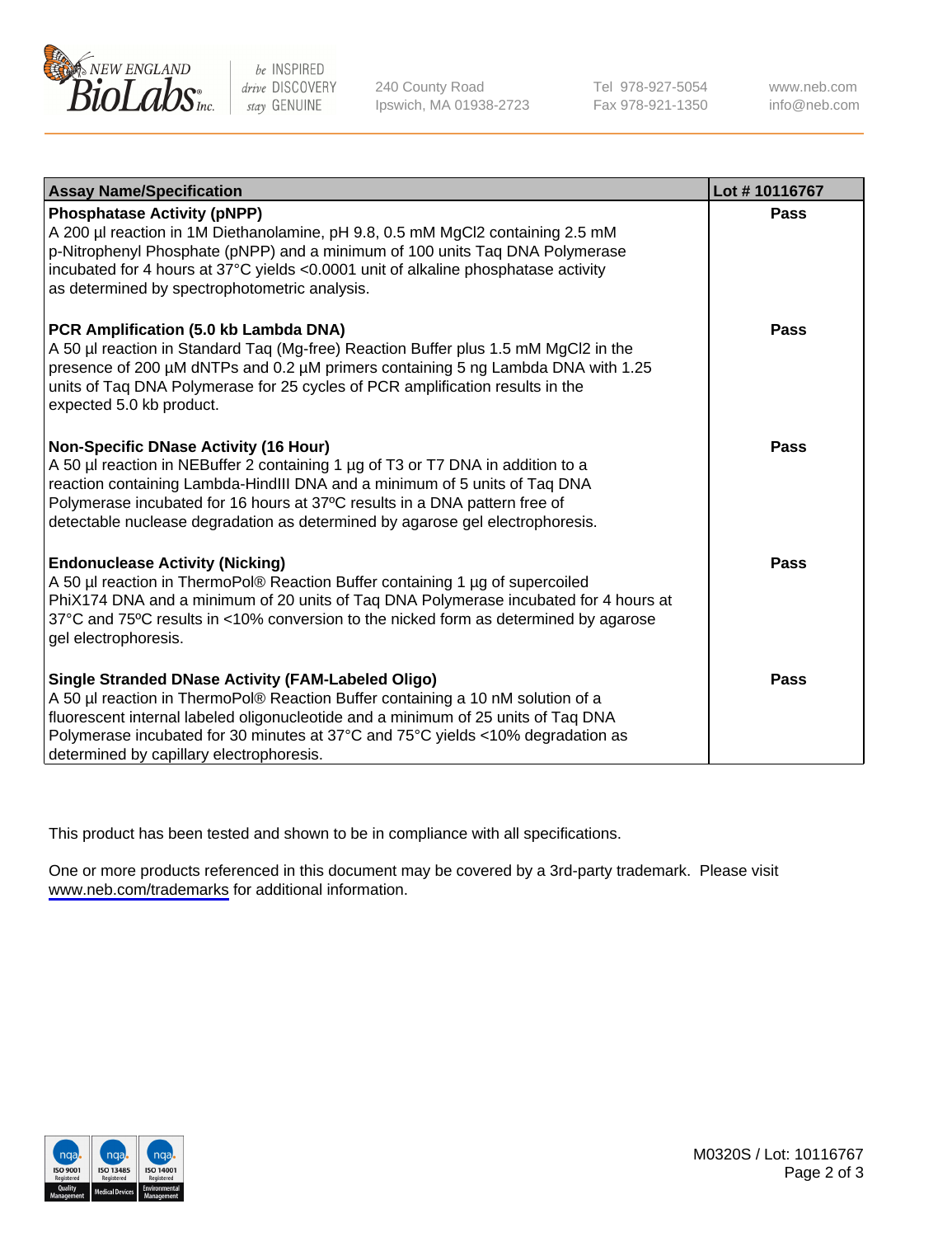| Assay Name/Specification | Lot # 10116767 |
| --- | --- |
| **Phosphatase Activity (pNPP)**<br>A 200 µl reaction in 1M Diethanolamine, pH 9.8, 0.5 mM $MgCl_2$ containing 2.5 mM p-Nitrophenyl Phosphate (pNPP) and a minimum of 100 units Taq DNA Polymerase incubated for 4 hours at 37°C yields <0.0001 unit of alkaline phosphatase activity as determined by spectrophotometric analysis. | **Pass** |
| **PCR Amplification (5.0 kb Lambda DNA)**<br>A 50 µl reaction in Standard Taq (Mg-free) Reaction Buffer plus 1.5 mM $MgCl_2$ in the presence of 200 µM dNTPs and 0.2 µM primers containing 5 ng Lambda DNA with 1.25 units of Taq DNA Polymerase for 25 cycles of PCR amplification results in the expected 5.0 kb product. | **Pass** |
| **Non-Specific DNase Activity (16 Hour)**<br>A 50 µl reaction in NEBuffer 2 containing 1 µg of T3 or T7 DNA in addition to a reaction containing Lambda-HindIII DNA and a minimum of 5 units of Taq DNA Polymerase incubated for 16 hours at 37ºC results in a DNA pattern free of detectable nuclease degradation as determined by agarose gel electrophoresis. | **Pass** |
| **Endonuclease Activity (Nicking)**<br>A 50 µl reaction in ThermoPol® Reaction Buffer containing 1 µg of supercoiled PhiX174 DNA and a minimum of 20 units of Taq DNA Polymerase incubated for 4 hours at 37°C and 75ºC results in <10% conversion to the nicked form as determined by agarose gel electrophoresis. | **Pass** |
| **Single Stranded DNase Activity (FAM-Labeled Oligo)**<br>A 50 µl reaction in ThermoPol® Reaction Buffer containing a 10 nM solution of a fluorescent internal labeled oligonucleotide and a minimum of 25 units of Taq DNA Polymerase incubated for 30 minutes at 37°C and 75°C yields <10% degradation as determined by capillary electrophoresis. | **Pass** |

This product has been tested and shown to be in compliance with all specifications.

One or more products referenced in this document may be covered by a 3rd-party trademark. Please visit www.neb.com/trademarks for additional information.

M0320S / Lot: 10116767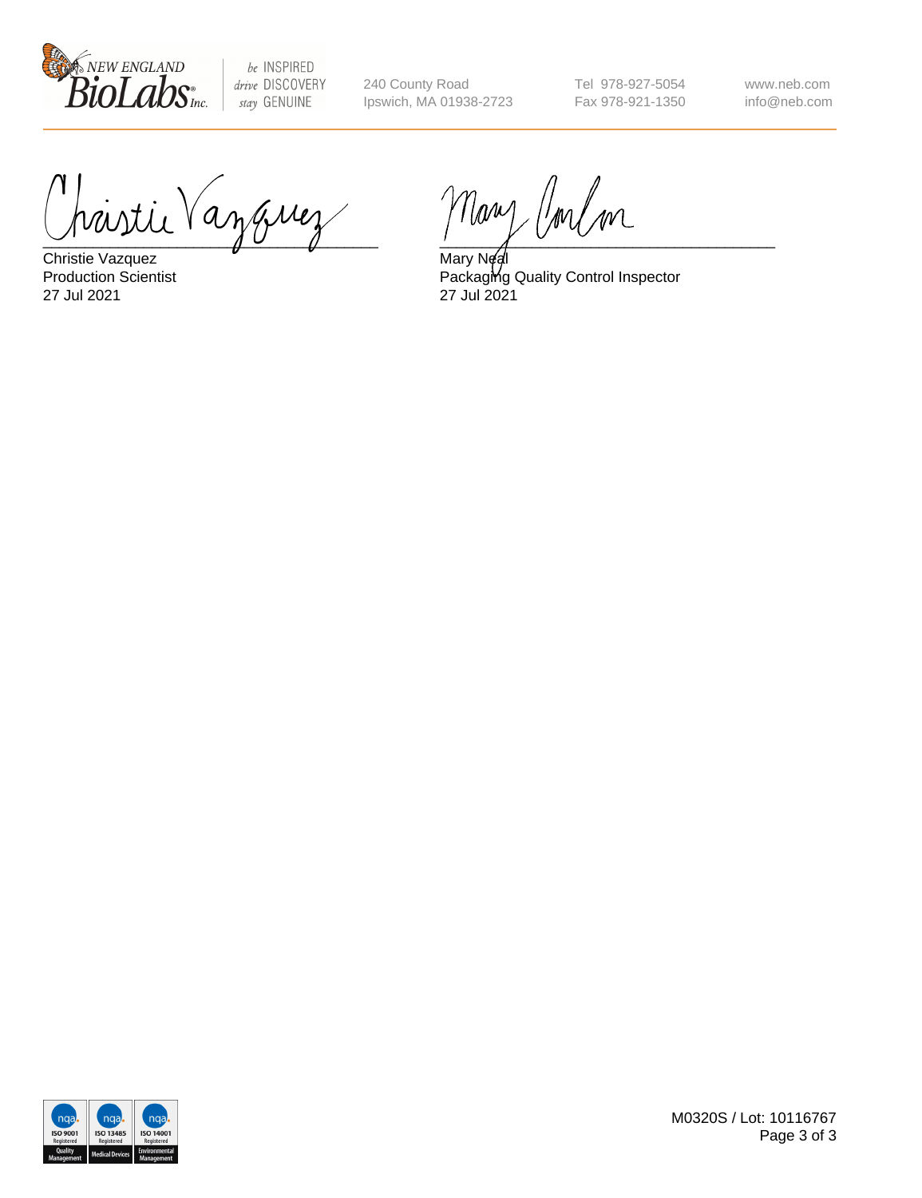Christie Vazquez
Production Scientist
27 Jul 2021

Mary Neal
Packaging Quality Control Inspector
27 Jul 2021

M0320S / Lot: 10116767